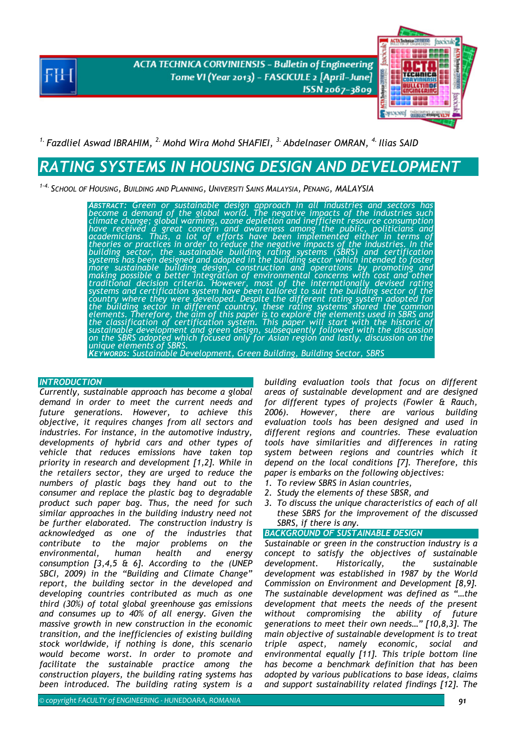[1.] Fazdliel Aswad IBRAHIM, [2.] Mohd Wira Mohd SHAFIEI, [3.] Abdelnaser OMRAN, [4.] Ilias SAID

# RATING SYSTEMS IN HOUSING DESIGN AND DEVELOPMENT

[1-4.] School of Housing, Building and Planning, Universiti Sains Malaysia, Penang, MALAYSIA

**Abstract:** Green or sustainable design approach in all industries and sectors has become a demand of the global world. The negative impacts of the industries such climate change; global warming, ozone depletion and inefficient resource consumption have received a great concern and awareness among the public, politicians and academicians. Thus, a lot of efforts have been implemented either in terms of theories or practices in order to reduce the negative impacts of the industries. In the building sector, the sustainable building rating systems (SBRS) and certification systems has been designed and adopted in the building sector which intended to foster more sustainable building design, construction and operations by promoting and making possible a better integration of environmental concerns with cost and other traditional decision criteria. However, most of the internationally devised rating systems and certification system have been tailored to suit the building sector of the country where they were developed. Despite the different rating system adopted for the building sector in different country, these rating systems shared the common elements. Therefore, the aim of this paper is to explore the elements used in SBRS and the classification of certification system. This paper will start with the historic of sustainable development and green design, subsequently followed with the discussion on the SBRS adopted which focused only for Asian region and lastly, discussion on the unique elements of SBRS.

**Keywords:** Sustainable Development, Green Building, Building Sector, SBRS

## INTRODUCTION

Currently, sustainable approach has become a global demand in order to meet the current needs and future generations. However, to achieve this objective, it requires changes from all sectors and industries. For instance, in the automotive industry, developments of hybrid cars and other types of vehicle that reduces emissions have taken top priority in research and development [1,2]. While in the retailers sector, they are urged to reduce the numbers of plastic bags they hand out to the consumer and replace the plastic bag to degradable product such paper bag. Thus, the need for such similar approaches in the building industry need not be further elaborated. The construction industry is acknowledged as one of the industries that contribute to the major problems on the environmental, human health and energy consumption [3,4,5 & 6]. According to the (UNEP SBCI, 2009) in the "Building and Climate Change" report, the building sector in the developed and developing countries contributed as much as one third (30%) of total global greenhouse gas emissions and consumes up to 40% of all energy. Given the massive growth in new construction in the economic transition, and the inefficiencies of existing building stock worldwide, if nothing is done, this scenario would become worst. In order to promote and facilitate the sustainable practice among the construction players, the building rating systems has been introduced. The building rating system is a building evaluation tools that focus on different areas of sustainable development and are designed for different types of projects (Fowler & Rauch, 2006). However, there are various building evaluation tools has been designed and used in different regions and countries. These evaluation tools have similarities and differences in rating system between regions and countries which it depend on the local conditions [7]. Therefore, this paper is embarks on the following objectives:

1. To review SBRS in Asian countries,
2. Study the elements of these SBSR, and
3. To discuss the unique characteristics of each of all these SBRS for the improvement of the discussed SBRS, if there is any.

## BACKGROUND OF SUSTAINABLE DESIGN

Sustainable or green in the construction industry is a concept to satisfy the objectives of sustainable development. Historically, the sustainable development was established in 1987 by the World Commission on Environment and Development [8,9]. The sustainable development was defined as "…the development that meets the needs of the present without compromising the ability of future generations to meet their own needs…" [10,8,3]. The main objective of sustainable development is to treat triple aspect, namely economic, social and environmental equally [11]. This triple bottom line has become a benchmark definition that has been adopted by various publications to base ideas, claims and support sustainability related findings [12]. The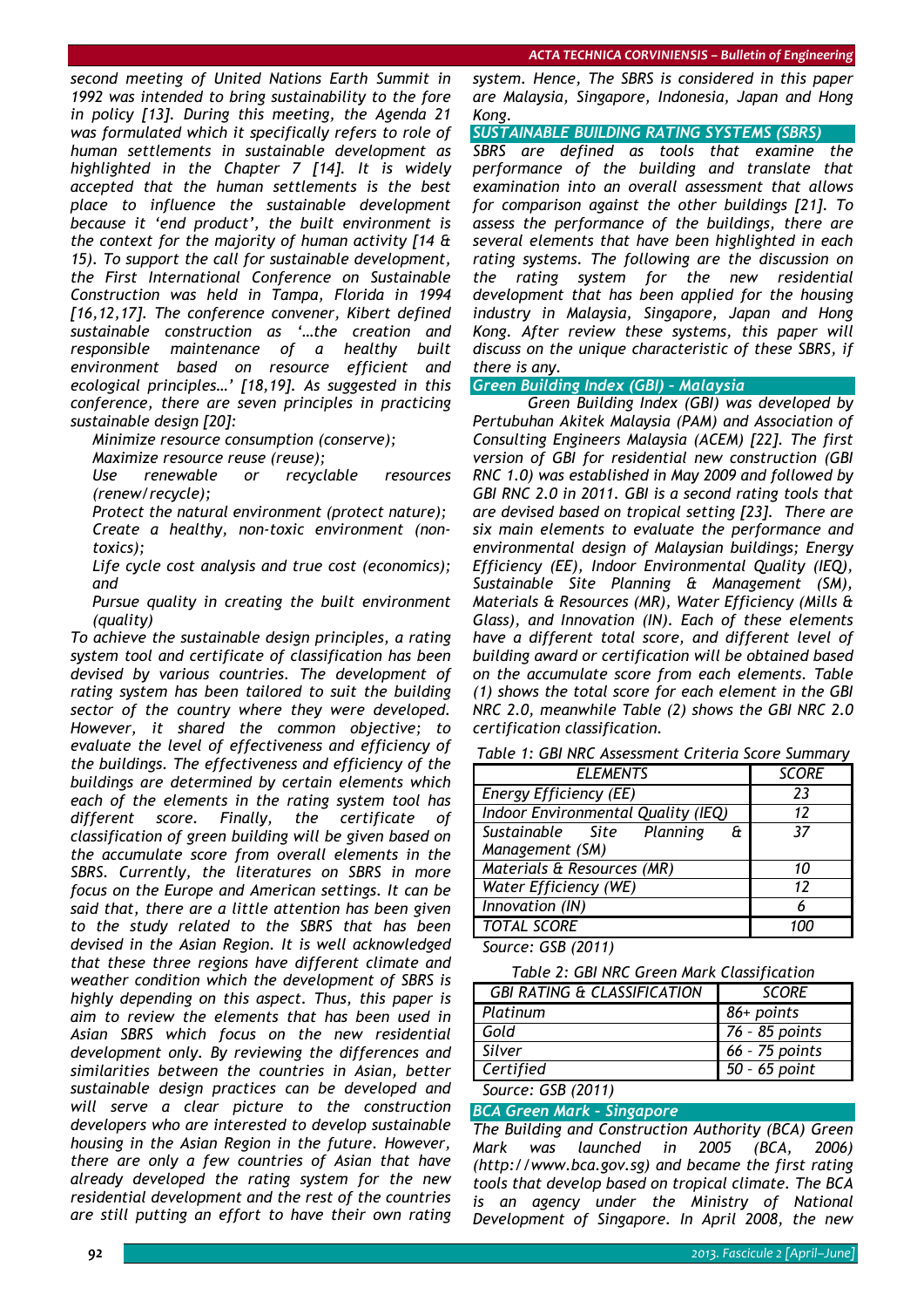*second meeting of United Nations Earth Summit in 1992 was intended to bring sustainability to the fore in policy [13]. During this meeting, the Agenda 21 was formulated which it specifically refers to role of human settlements in sustainable development as highlighted in the Chapter 7 [14]. It is widely accepted that the human settlements is the best place to influence the sustainable development because it 'end product', the built environment is the context for the majority of human activity [14 & 15). To support the call for sustainable development, the First International Conference on Sustainable Construction was held in Tampa, Florida in 1994 [16,12,17]. The conference convener, Kibert defined sustainable construction as '…the creation and responsible maintenance of a healthy built environment based on resource efficient and ecological principles…' [18,19]. As suggested in this conference, there are seven principles in practicing sustainable design [20]:*

*Minimize resource consumption (conserve);*
*Maximize resource reuse (reuse);*
*Use renewable or recyclable resources (renew/recycle);*
*Protect the natural environment (protect nature);*
*Create a healthy, non-toxic environment (non-toxics);*
*Life cycle cost analysis and true cost (economics); and*
*Pursue quality in creating the built environment (quality)*

*To achieve the sustainable design principles, a rating system tool and certificate of classification has been devised by various countries. The development of rating system has been tailored to suit the building sector of the country where they were developed. However, it shared the common objective; to evaluate the level of effectiveness and efficiency of the buildings. The effectiveness and efficiency of the buildings are determined by certain elements which each of the elements in the rating system tool has different score. Finally, the certificate of classification of green building will be given based on the accumulate score from overall elements in the SBRS. Currently, the literatures on SBRS in more focus on the Europe and American settings. It can be said that, there are a little attention has been given to the study related to the SBRS that has been devised in the Asian Region. It is well acknowledged that these three regions have different climate and weather condition which the development of SBRS is highly depending on this aspect. Thus, this paper is aim to review the elements that has been used in Asian SBRS which focus on the new residential development only. By reviewing the differences and similarities between the countries in Asian, better sustainable design practices can be developed and will serve a clear picture to the construction developers who are interested to develop sustainable housing in the Asian Region in the future. However, there are only a few countries of Asian that have already developed the rating system for the new residential development and the rest of the countries are still putting an effort to have their own rating system. Hence, The SBRS is considered in this paper are Malaysia, Singapore, Indonesia, Japan and Hong Kong.*

## SUSTAINABLE BUILDING RATING SYSTEMS (SBRS)

*SBRS are defined as tools that examine the performance of the building and translate that examination into an overall assessment that allows for comparison against the other buildings [21]. To assess the performance of the buildings, there are several elements that have been highlighted in each rating systems. The following are the discussion on the rating system for the new residential development that has been applied for the housing industry in Malaysia, Singapore, Japan and Hong Kong. After review these systems, this paper will discuss on the unique characteristic of these SBRS, if there is any.*

### Green Building Index (GBI) - Malaysia

*Green Building Index (GBI) was developed by Pertubuhan Akitek Malaysia (PAM) and Association of Consulting Engineers Malaysia (ACEM) [22]. The first version of GBI for residential new construction (GBI RNC 1.0) was established in May 2009 and followed by GBI RNC 2.0 in 2011. GBI is a second rating tools that are devised based on tropical setting [23]. There are six main elements to evaluate the performance and environmental design of Malaysian buildings; Energy Efficiency (EE), Indoor Environmental Quality (IEQ), Sustainable Site Planning & Management (SM), Materials & Resources (MR), Water Efficiency (Mills & Glass), and Innovation (IN). Each of these elements have a different total score, and different level of building award or certification will be obtained based on the accumulate score from each elements. Table (1) shows the total score for each element in the GBI NRC 2.0, meanwhile Table (2) shows the GBI NRC 2.0 certification classification.*

*Table 1: GBI NRC Assessment Criteria Score Summary*

| ELEMENTS | SCORE |
|---|---|
| Energy Efficiency (EE) | 23 |
| Indoor Environmental Quality (IEQ) | 12 |
| Sustainable Site Planning & Management (SM) | 37 |
| Materials & Resources (MR) | 10 |
| Water Efficiency (WE) | 12 |
| Innovation (IN) | 6 |
| TOTAL SCORE | 100 |

*Source: GSB (2011)*

*Table 2: GBI NRC Green Mark Classification*

| GBI RATING & CLASSIFICATION | SCORE |
|---|---|
| Platinum | 86+ points |
| Gold | 76 - 85 points |
| Silver | 66 - 75 points |
| Certified | 50 - 65 point |

*Source: GSB (2011)*

### BCA Green Mark - Singapore

*The Building and Construction Authority (BCA) Green Mark was launched in 2005 (BCA, 2006) (http://www.bca.gov.sg) and became the first rating tools that develop based on tropical climate. The BCA is an agency under the Ministry of National Development of Singapore. In April 2008, the new*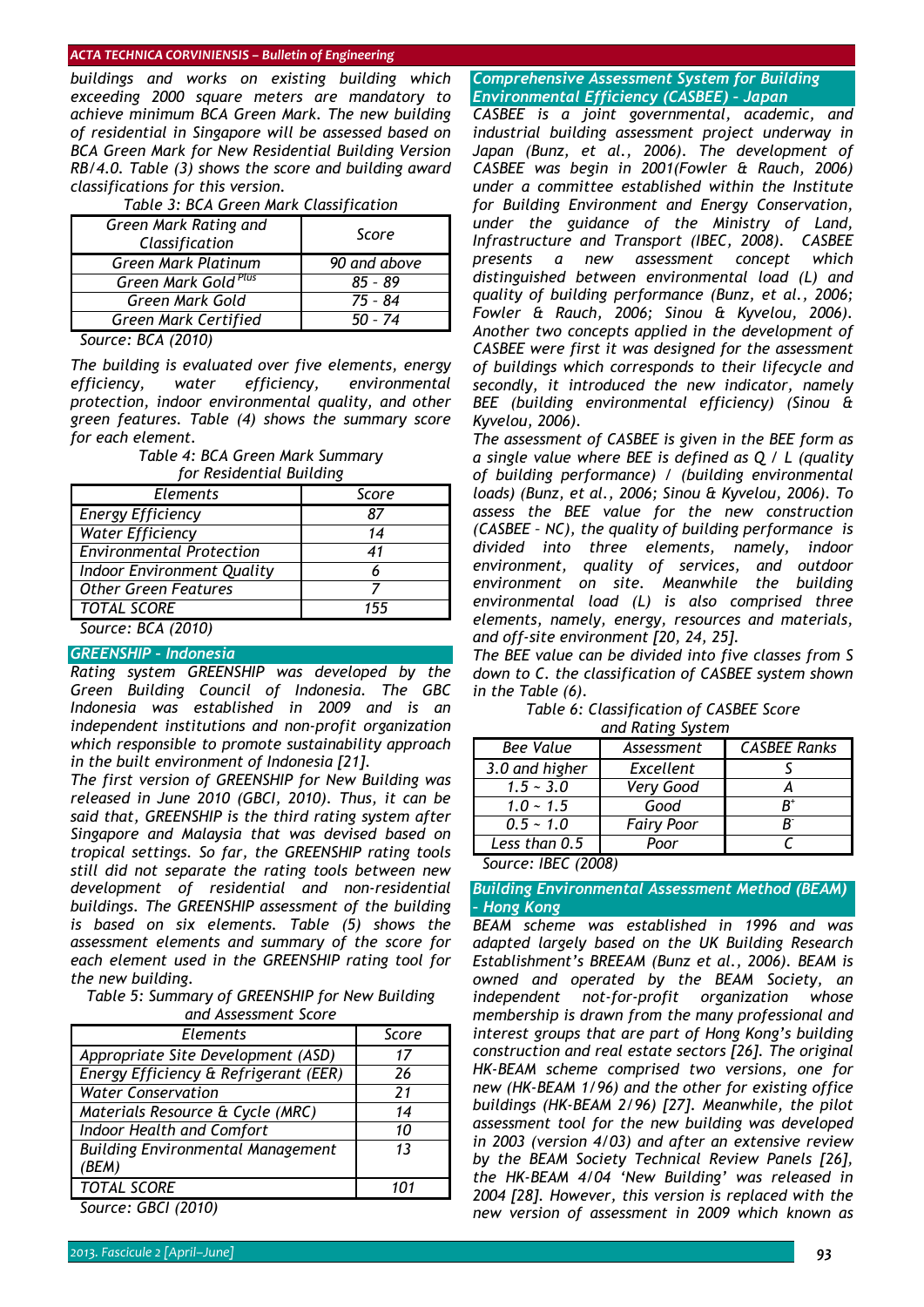*buildings and works on existing building which exceeding 2000 square meters are mandatory to achieve minimum BCA Green Mark. The new building of residential in Singapore will be assessed based on BCA Green Mark for New Residential Building Version RB/4.0. Table (3) shows the score and building award classifications for this version.*

*Table 3: BCA Green Mark Classification*

| Green Mark Rating and Classification | Score |
|---|---|
| Green Mark Platinum | 90 and above |
| Green Mark Gold Plus | 85 - 89 |
| Green Mark Gold | 75 - 84 |
| Green Mark Certified | 50 - 74 |

*Source: BCA (2010)*

*The building is evaluated over five elements, energy efficiency, water efficiency, environmental protection, indoor environmental quality, and other green features. Table (4) shows the summary score for each element.*

*Table 4: BCA Green Mark Summary for Residential Building*

| Elements | Score |
|---|---|
| Energy Efficiency | 87 |
| Water Efficiency | 14 |
| Environmental Protection | 41 |
| Indoor Environment Quality | 6 |
| Other Green Features | 7 |
| TOTAL SCORE | 155 |

*Source: BCA (2010)*

## *GREENSHIP - Indonesia*

*Rating system GREENSHIP was developed by the Green Building Council of Indonesia. The GBC Indonesia was established in 2009 and is an independent institutions and non-profit organization which responsible to promote sustainability approach in the built environment of Indonesia [21].*

*The first version of GREENSHIP for New Building was released in June 2010 (GBCI, 2010). Thus, it can be said that, GREENSHIP is the third rating system after Singapore and Malaysia that was devised based on tropical settings. So far, the GREENSHIP rating tools still did not separate the rating tools between new development of residential and non-residential buildings. The GREENSHIP assessment of the building is based on six elements. Table (5) shows the assessment elements and summary of the score for each element used in the GREENSHIP rating tool for the new building.*

*Table 5: Summary of GREENSHIP for New Building and Assessment Score*

| Elements | Score |
|---|---|
| Appropriate Site Development (ASD) | 17 |
| Energy Efficiency & Refrigerant (EER) | 26 |
| Water Conservation | 21 |
| Materials Resource & Cycle (MRC) | 14 |
| Indoor Health and Comfort | 10 |
| Building Environmental Management (BEM) | 13 |
| TOTAL SCORE | 101 |

*Source: GBCI (2010)*

## *Comprehensive Assessment System for Building Environmental Efficiency (CASBEE) - Japan*

*CASBEE is a joint governmental, academic, and industrial building assessment project underway in Japan (Bunz, et al., 2006). The development of CASBEE was begin in 2001(Fowler & Rauch, 2006) under a committee established within the Institute for Building Environment and Energy Conservation, under the guidance of the Ministry of Land, Infrastructure and Transport (IBEC, 2008). CASBEE presents a new assessment concept which distinguished between environmental load (L) and quality of building performance (Bunz, et al., 2006; Fowler & Rauch, 2006; Sinou & Kyvelou, 2006). Another two concepts applied in the development of CASBEE were first it was designed for the assessment of buildings which corresponds to their lifecycle and secondly, it introduced the new indicator, namely BEE (building environmental efficiency) (Sinou & Kyvelou, 2006).*

*The assessment of CASBEE is given in the BEE form as a single value where BEE is defined as Q / L (quality of building performance) / (building environmental loads) (Bunz, et al., 2006; Sinou & Kyvelou, 2006). To assess the BEE value for the new construction (CASBEE - NC), the quality of building performance is divided into three elements, namely, indoor environment, quality of services, and outdoor environment on site. Meanwhile the building environmental load (L) is also comprised three elements, namely, energy, resources and materials, and off-site environment [20, 24, 25].*

*The BEE value can be divided into five classes from S down to C. the classification of CASBEE system shown in the Table (6).*

*Table 6: Classification of CASBEE Score and Rating System*

| Bee Value | Assessment | CASBEE Ranks |
|---|---|---|
| 3.0 and higher | Excellent | S |
| 1.5 ~ 3.0 | Very Good | A |
| 1.0 ~ 1.5 | Good | $B^{+}$ |
| 0.5 ~ 1.0 | Fairy Poor | $B^{-}$ |
| Less than 0.5 | Poor | C |

*Source: IBEC (2008)*

## *Building Environmental Assessment Method (BEAM) - Hong Kong*

*BEAM scheme was established in 1996 and was adapted largely based on the UK Building Research Establishment's BREEAM (Bunz et al., 2006). BEAM is owned and operated by the BEAM Society, an independent not-for-profit organization whose membership is drawn from the many professional and interest groups that are part of Hong Kong's building construction and real estate sectors [26]. The original HK-BEAM scheme comprised two versions, one for new (HK-BEAM 1/96) and the other for existing office buildings (HK-BEAM 2/96) [27]. Meanwhile, the pilot assessment tool for the new building was developed in 2003 (version 4/03) and after an extensive review by the BEAM Society Technical Review Panels [26], the HK-BEAM 4/04 'New Building' was released in 2004 [28]. However, this version is replaced with the new version of assessment in 2009 which known as*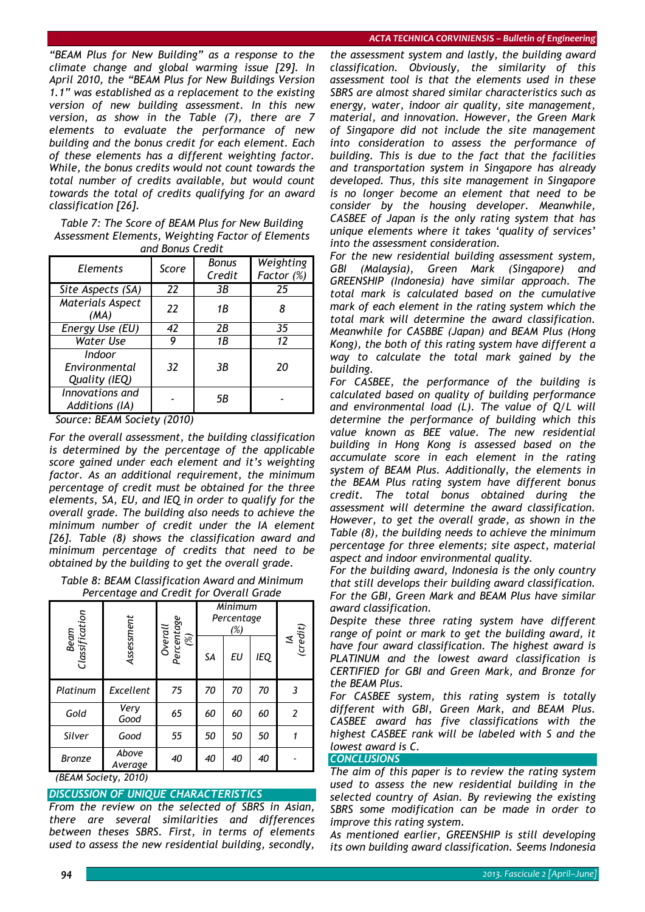*"BEAM Plus for New Building" as a response to the climate change and global warming issue [29]. In April 2010, the "BEAM Plus for New Buildings Version 1.1" was established as a replacement to the existing version of new building assessment. In this new version, as show in the Table (7), there are 7 elements to evaluate the performance of new building and the bonus credit for each element. Each of these elements has a different weighting factor. While, the bonus credits would not count towards the total number of credits available, but would count towards the total of credits qualifying for an award classification [26].*

*Table 7: The Score of BEAM Plus for New Building Assessment Elements, Weighting Factor of Elements and Bonus Credit*

| Elements | Score | Bonus Credit | Weighting Factor (%) |
|---|---|---|---|
| Site Aspects (SA) | 22 | 3B | 25 |
| Materials Aspect (MA) | 22 | 1B | 8 |
| Energy Use (EU) | 42 | 2B | 35 |
| Water Use | 9 | 1B | 12 |
| Indoor Environmental Quality (IEQ) | 32 | 3B | 20 |
| Innovations and Additions (IA) | - | 5B | - |

*Source: BEAM Society (2010)*

*For the overall assessment, the building classification is determined by the percentage of the applicable score gained under each element and it's weighting factor. As an additional requirement, the minimum percentage of credit must be obtained for the three elements, SA, EU, and IEQ in order to qualify for the overall grade. The building also needs to achieve the minimum number of credit under the IA element [26]. Table (8) shows the classification award and minimum percentage of credits that need to be obtained by the building to get the overall grade.*

*Table 8: BEAM Classification Award and Minimum Percentage and Credit for Overall Grade*

| Beam Classification | Assessment | Overall Percentage (%) | Minimum Percentage (%) | | | IA (credit) |
|---|---|---|---|---|---|---|
| | | | SA | EU | IEQ | |
| Platinum | Excellent | 75 | 70 | 70 | 70 | 3 |
| Gold | Very Good | 65 | 60 | 60 | 60 | 2 |
| Silver | Good | 55 | 50 | 50 | 50 | 1 |
| Bronze | Above Average | 40 | 40 | 40 | 40 | - |

*(BEAM Society, 2010)*

## DISCUSSION OF UNIQUE CHARACTERISTICS

*From the review on the selected of SBRS in Asian, there are several similarities and differences between theses SBRS. First, in terms of elements used to assess the new residential building, secondly, the assessment system and lastly, the building award classification. Obviously, the similarity of this assessment tool is that the elements used in these SBRS are almost shared similar characteristics such as energy, water, indoor air quality, site management, material, and innovation. However, the Green Mark of Singapore did not include the site management into consideration to assess the performance of building. This is due to the fact that the facilities and transportation system in Singapore has already developed. Thus, this site management in Singapore is no longer become an element that need to be consider by the housing developer. Meanwhile, CASBEE of Japan is the only rating system that has unique elements where it takes 'quality of services' into the assessment consideration.*

*For the new residential building assessment system, GBI (Malaysia), Green Mark (Singapore) and GREENSHIP (Indonesia) have similar approach. The total mark is calculated based on the cumulative mark of each element in the rating system which the total mark will determine the award classification. Meanwhile for CASBBE (Japan) and BEAM Plus (Hong Kong), the both of this rating system have different a way to calculate the total mark gained by the building.*

*For CASBEE, the performance of the building is calculated based on quality of building performance and environmental load (L). The value of Q/L will determine the performance of building which this value known as BEE value. The new residential building in Hong Kong is assessed based on the accumulate score in each element in the rating system of BEAM Plus. Additionally, the elements in the BEAM Plus rating system have different bonus credit. The total bonus obtained during the assessment will determine the award classification. However, to get the overall grade, as shown in the Table (8), the building needs to achieve the minimum percentage for three elements; site aspect, material aspect and indoor environmental quality.*

*For the building award, Indonesia is the only country that still develops their building award classification. For the GBI, Green Mark and BEAM Plus have similar award classification.*

*Despite these three rating system have different range of point or mark to get the building award, it have four award classification. The highest award is PLATINUM and the lowest award classification is CERTIFIED for GBI and Green Mark, and Bronze for the BEAM Plus.*

*For CASBEE system, this rating system is totally different with GBI, Green Mark, and BEAM Plus. CASBEE award has five classifications with the highest CASBEE rank will be labeled with S and the lowest award is C.*

## CONCLUSIONS

*The aim of this paper is to review the rating system used to assess the new residential building in the selected country of Asian. By reviewing the existing SBRS some modification can be made in order to improve this rating system.*

*As mentioned earlier, GREENSHIP is still developing its own building award classification. Seems Indonesia*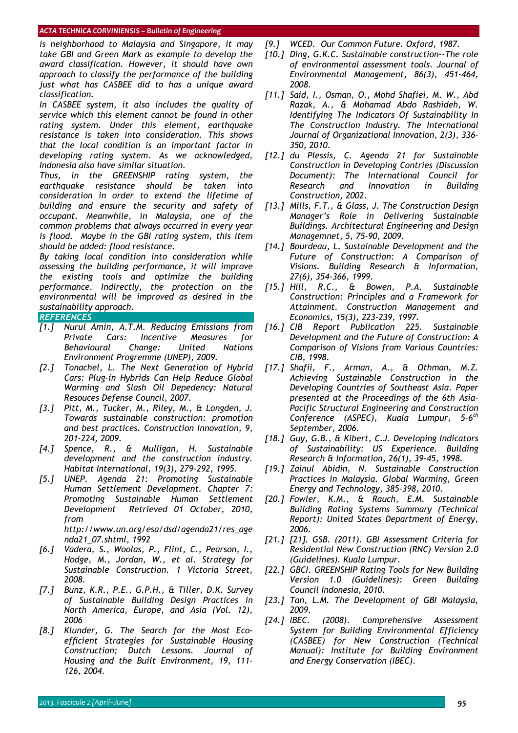*is neighborhood to Malaysia and Singapore, it may take GBI and Green Mark as example to develop the award classification. However, it should have own approach to classify the performance of the building just what has CASBEE did to has a unique award classification.*

*In CASBEE system, it also includes the quality of service which this element cannot be found in other rating system. Under this element, earthquake resistance is taken into consideration. This shows that the local condition is an important factor in developing rating system. As we acknowledged, Indonesia also have similar situation.*

*Thus, in the GREENSHIP rating system, the earthquake resistance should be taken into consideration in order to extend the lifetime of building and ensure the security and safety of occupant. Meanwhile, in Malaysia, one of the common problems that always occurred in every year is flood. Maybe in the GBI rating system, this item should be added: flood resistance.*

*By taking local condition into consideration while assessing the building performance, it will improve the existing tools and optimize the building performance. Indirectly, the protection on the environmental will be improved as desired in the sustainability approach.*

## REFERENCES

- [1.] Nurul Amin, A.T.M. Reducing Emissions from Private Cars: Incentive Measures for Behavioural Change: United Nations Environment Programme (UNEP), 2009.
- [2.] Tonachel, L. The Next Generation of Hybrid Cars: Plug-in Hybrids Can Help Reduce Global Warming and Slash Oil Depedency: Natural Resouces Defense Council, 2007.
- [3.] Pitt, M., Tucker, M., Riley, M., & Longden, J. Towards sustainable construction: promotion and best practices. Construction Innovation, 9, 201-224, 2009.
- [4.] Spence, R., & Mulligan, H. Sustainable development and the construction industry. Habitat International, 19(3), 279-292, 1995.
- [5.] UNEP. Agenda 21: Promoting Sustainable Human Settlement Development. Chapter 7: Promoting Sustainable Human Settlement Development Retrieved 01 October, 2010, from http://www.un.org/esa/dsd/agenda21/res_agenda21_07.shtml, 1992
- [6.] Vadera, S., Woolas, P., Flint, C., Pearson, I., Hodge, M., Jordan, W., et al. Strategy for Sustainable Construction. 1 Victoria Street, 2008.
- [7.] Bunz, K.R., P.E., G.P.H., & Tiller, D.K. Survey of Sustainable Building Design Practices in North America, Europe, and Asia (Vol. 12), 2006
- [8.] Klunder, G. The Search for the Most Eco-efficient Strategies for Sustainable Housing Construction; Dutch Lessons. Journal of Housing and the Built Environment, 19, 111-126, 2004.
- [9.] WCED. Our Common Future. Oxford, 1987.
- [10.] Ding, G.K.C. Sustainable construction--The role of environmental assessment tools. Journal of Environmental Management, 86(3), 451-464, 2008.
- [11.] Said, I., Osman, O., Mohd Shafiei, M. W., Abd Razak, A., & Mohamad Abdo Rashideh, W. Identifying The Indicators Of Sustainability In The Construction Industry. The International Journal of Organizational Innovation, 2(3), 336-350, 2010.
- [12.] du Plessis, C. Agenda 21 for Sustainable Construction in Developing Contries (Discussion Document): The International Council for Research and Innovation in Building Construction, 2002.
- [13.] Mills, F.T., & Glass, J. The Construction Design Manager's Role in Delivering Sustainable Buildings. Architectural Engineering and Design Managemnet, 5, 75-90, 2009.
- [14.] Bourdeau, L. Sustainable Development and the Future of Construction: A Comparison of Visions. Building Research & Information, 27(6), 354-366, 1999.
- [15.] Hill, R.C., & Bowen, P.A. Sustainable Construction: Principles and a Framework for Attainment. Construction Management and Economics, 15(3), 223-239, 1997.
- [16.] CIB Report Publication 225. Sustainable Development and the Future of Construction: A Comparison of Visions from Various Countries: CIB, 1998.
- [17.] Shafii, F., Arman, A., & Othman, M.Z. Achieving Sustainable Construction in the Developing Countries of Southeast Asia. Paper presented at the Proceedings of the 6th Asia-Pacific Structural Engineering and Construction Conference (ASPEC), Kuala Lumpur, 5-6th September, 2006.
- [18.] Guy, G.B., & Kibert, C.J. Developing Indicators of Sustainability: US Experience. Building Research & Information, 26(1), 39-45, 1998.
- [19.] Zainul Abidin, N. Sustainable Construction Practices in Malaysia. Global Warming, Green Energy and Technology, 385-398, 2010.
- [20.] Fowler, K.M., & Rauch, E.M. Sustainable Building Rating Systems Summary (Technical Report): United States Department of Energy, 2006.
- [21.] [21]. GSB. (2011). GBI Assessment Criteria for Residential New Construction (RNC) Version 2.0 (Guidelines). Kuala Lumpur.
- [22.] GBCI. GREENSHIP Rating Tools for New Building Version 1.0 (Guidelines): Green Building Council Indonesia, 2010.
- [23.] Tan, L.M. The Development of GBI Malaysia, 2009.
- [24.] IBEC. (2008). Comprehensive Assessment System for Building Environmental Efficiency (CASBEE) for New Construction (Technical Manual): Institute for Building Environment and Energy Conservation (IBEC).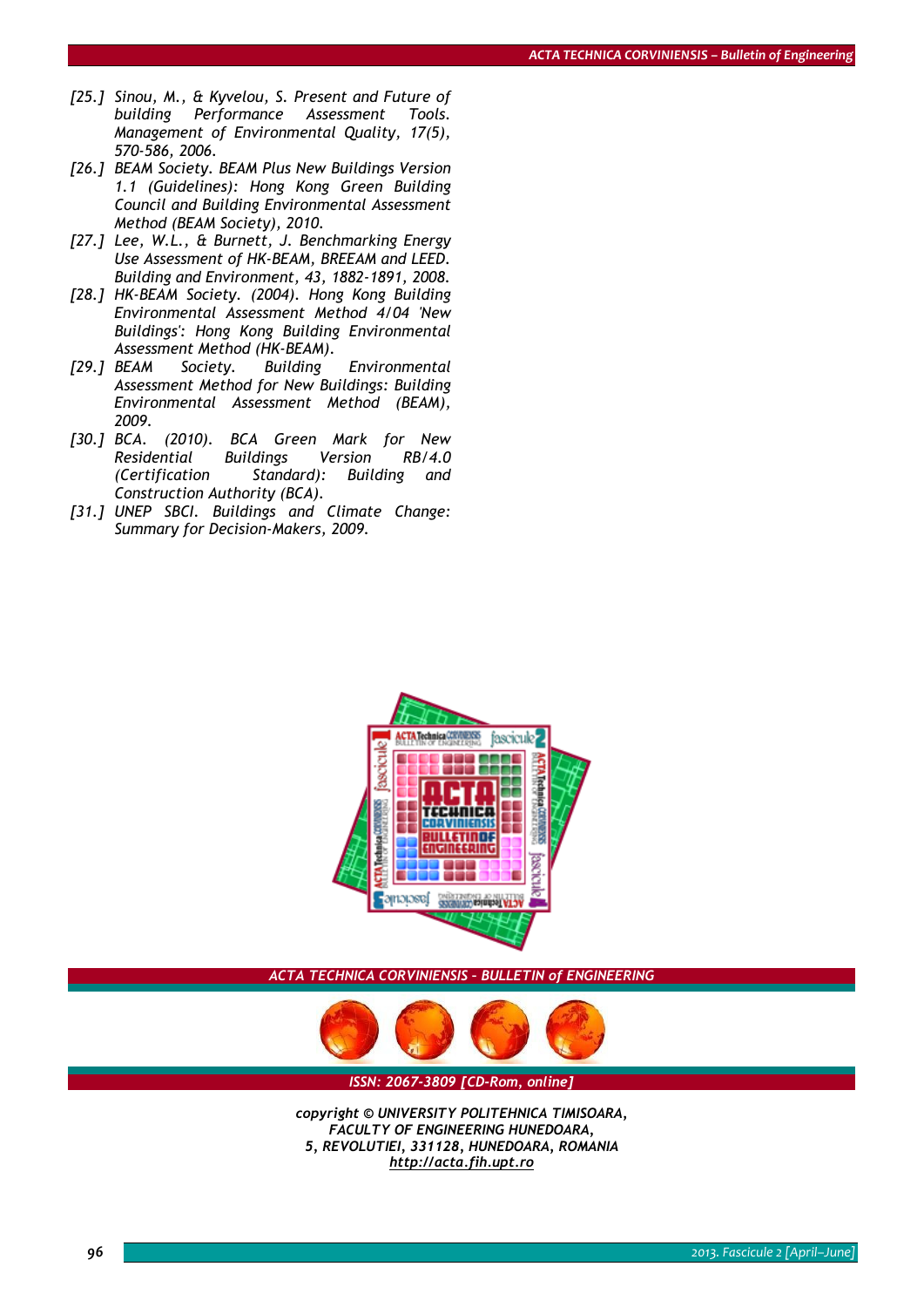*[25.] Sinou, M., & Kyvelou, S. Present and Future of building Performance Assessment Tools. Management of Environmental Quality, 17(5), 570-586, 2006.*

*[26.] BEAM Society. BEAM Plus New Buildings Version 1.1 (Guidelines): Hong Kong Green Building Council and Building Environmental Assessment Method (BEAM Society), 2010.*

*[27.] Lee, W.L., & Burnett, J. Benchmarking Energy Use Assessment of HK-BEAM, BREEAM and LEED. Building and Environment, 43, 1882-1891, 2008.*

*[28.] HK-BEAM Society. (2004). Hong Kong Building Environmental Assessment Method 4/04 'New Buildings': Hong Kong Building Environmental Assessment Method (HK-BEAM).*

*[29.] BEAM Society. Building Environmental Assessment Method for New Buildings: Building Environmental Assessment Method (BEAM), 2009.*

*[30.] BCA. (2010). BCA Green Mark for New Residential Buildings Version RB/4.0 (Certification Standard): Building and Construction Authority (BCA).*

*[31.] UNEP SBCI. Buildings and Climate Change: Summary for Decision-Makers, 2009.*

***ACTA TECHNICA CORVINIENSIS – BULLETIN of ENGINEERING***

***ISSN: 2067-3809 [CD-Rom, online]***

***copyright © UNIVERSITY POLITEHNICA TIMISOARA, FACULTY OF ENGINEERING HUNEDOARA, 5, REVOLUTIEI, 331128, HUNEDOARA, ROMANIA***
***http://acta.fih.upt.ro***